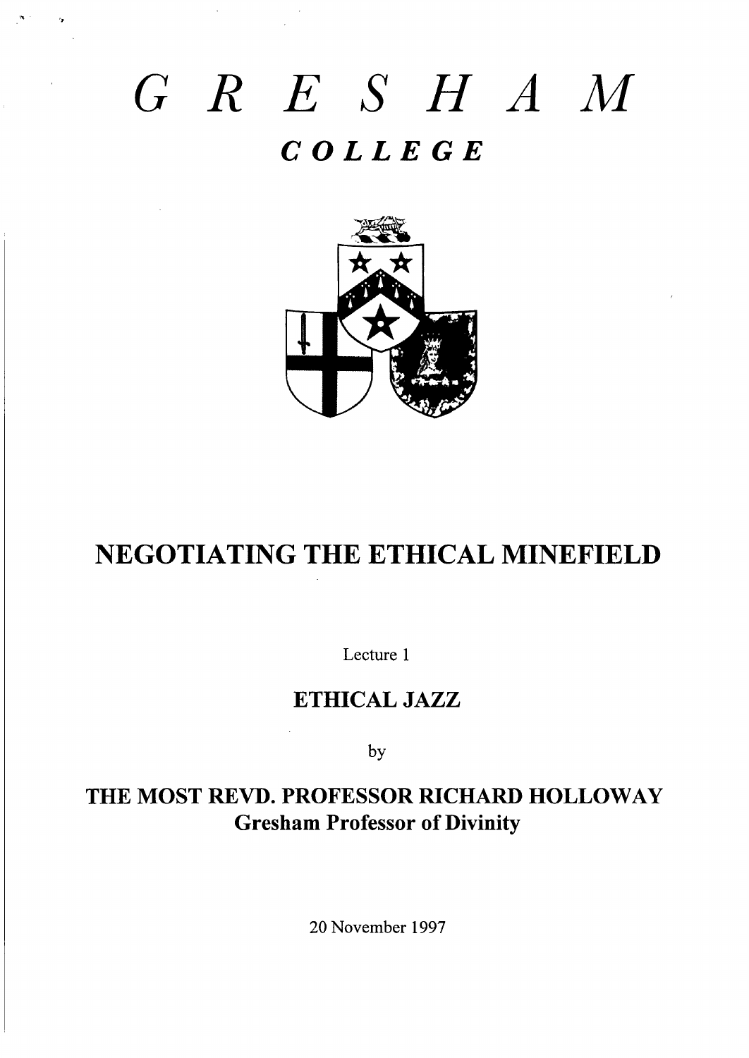# G R E S H A M

## *C O L L E G E*

# NEGOTIATING THE ETHICAL MINEFIELD

Lecture 1

## ETHICAL JAZZ

by

## THE MOST REVD. PROFESSOR RICHARD HOLLOWAY
### Gresham Professor of Divinity

20 November 1997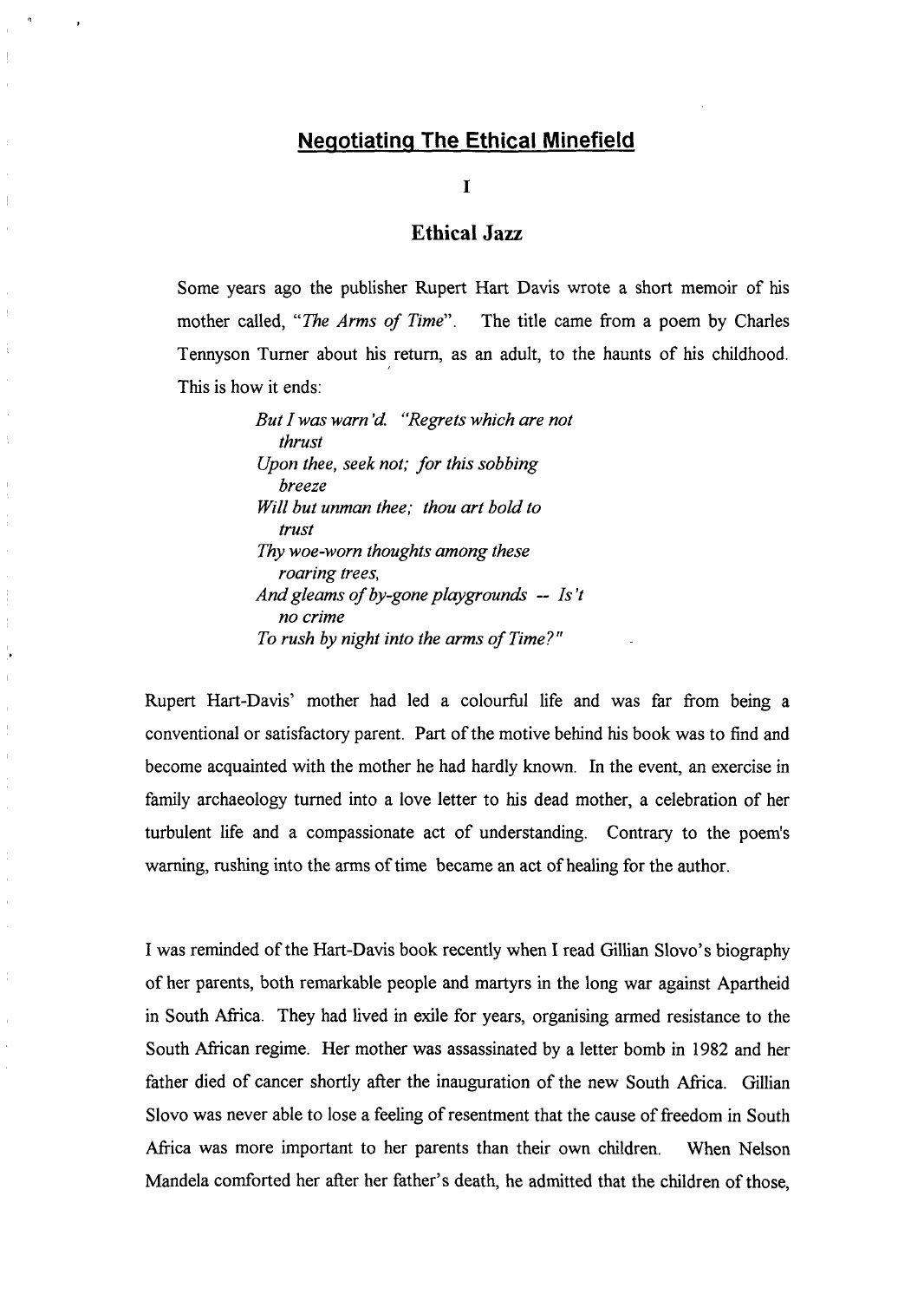## Negotiating The Ethical Minefield

### I

### Ethical Jazz

Some years ago the publisher Rupert Hart Davis wrote a short memoir of his mother called, "*The Arms of Time*". The title came from a poem by Charles Tennyson Turner about his return, as an adult, to the haunts of his childhood. This is how it ends:

> *But I was warn'd. "Regrets which are not thrust*
> *Upon thee, seek not; for this sobbing breeze*
> *Will but unman thee; thou art bold to trust*
> *Thy woe-worn thoughts among these roaring trees,*
> *And gleams of by-gone playgrounds -- Is't no crime*
> *To rush by night into the arms of Time?"*

Rupert Hart-Davis' mother had led a colourful life and was far from being a conventional or satisfactory parent. Part of the motive behind his book was to find and become acquainted with the mother he had hardly known. In the event, an exercise in family archaeology turned into a love letter to his dead mother, a celebration of her turbulent life and a compassionate act of understanding. Contrary to the poem's warning, rushing into the arms of time became an act of healing for the author.

I was reminded of the Hart-Davis book recently when I read Gillian Slovo's biography of her parents, both remarkable people and martyrs in the long war against Apartheid in South Africa. They had lived in exile for years, organising armed resistance to the South African regime. Her mother was assassinated by a letter bomb in 1982 and her father died of cancer shortly after the inauguration of the new South Africa. Gillian Slovo was never able to lose a feeling of resentment that the cause of freedom in South Africa was more important to her parents than their own children. When Nelson Mandela comforted her after her father's death, he admitted that the children of those,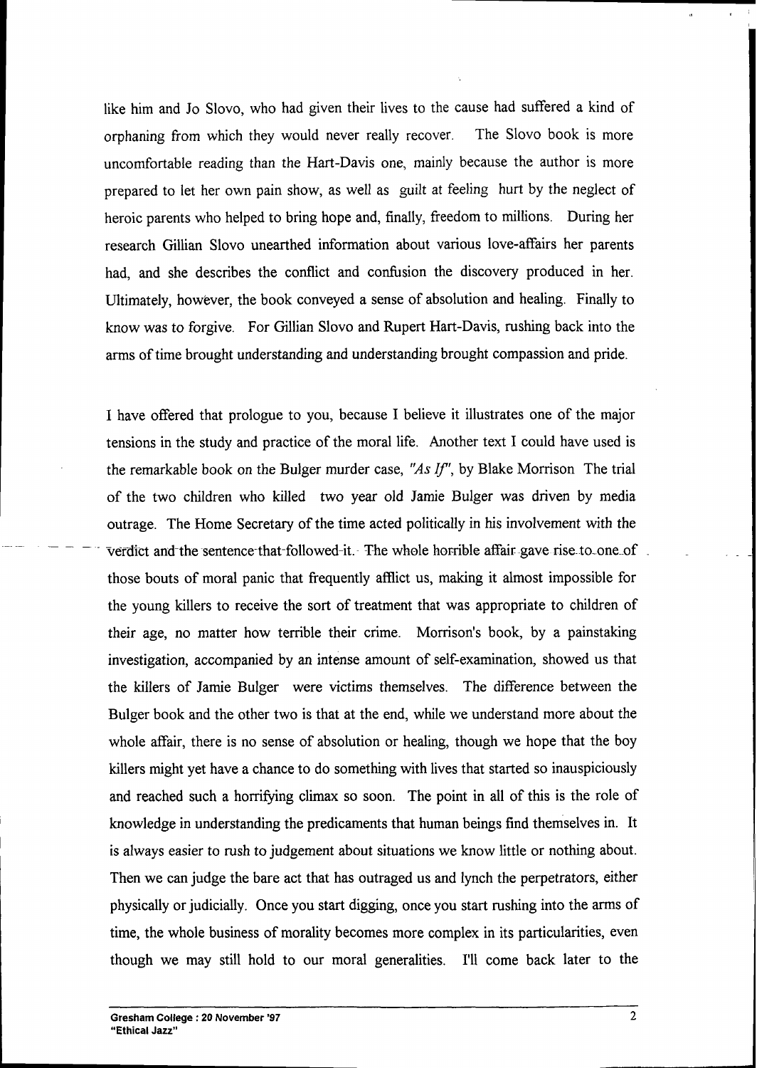like him and Jo Slovo, who had given their lives to the cause had suffered a kind of orphaning from which they would never really recover. The Slovo book is more uncomfortable reading than the Hart-Davis one, mainly because the author is more prepared to let her own pain show, as well as guilt at feeling hurt by the neglect of heroic parents who helped to bring hope and, finally, freedom to millions. During her research Gillian Slovo unearthed information about various love-affairs her parents had, and she describes the conflict and confusion the discovery produced in her. Ultimately, however, the book conveyed a sense of absolution and healing. Finally to know was to forgive. For Gillian Slovo and Rupert Hart-Davis, rushing back into the arms of time brought understanding and understanding brought compassion and pride.

I have offered that prologue to you, because I believe it illustrates one of the major tensions in the study and practice of the moral life. Another text I could have used is the remarkable book on the Bulger murder case, *"As If"*, by Blake Morrison The trial of the two children who killed two year old Jamie Bulger was driven by media outrage. The Home Secretary of the time acted politically in his involvement with the verdict and the sentence that followed it. The whole horrible affair gave rise to one of those bouts of moral panic that frequently afflict us, making it almost impossible for the young killers to receive the sort of treatment that was appropriate to children of their age, no matter how terrible their crime. Morrison's book, by a painstaking investigation, accompanied by an intense amount of self-examination, showed us that the killers of Jamie Bulger were victims themselves. The difference between the Bulger book and the other two is that at the end, while we understand more about the whole affair, there is no sense of absolution or healing, though we hope that the boy killers might yet have a chance to do something with lives that started so inauspiciously and reached such a horrifying climax so soon. The point in all of this is the role of knowledge in understanding the predicaments that human beings find themselves in. It is always easier to rush to judgement about situations we know little or nothing about. Then we can judge the bare act that has outraged us and lynch the perpetrators, either physically or judicially. Once you start digging, once you start rushing into the arms of time, the whole business of morality becomes more complex in its particularities, even though we may still hold to our moral generalities. I'll come back later to the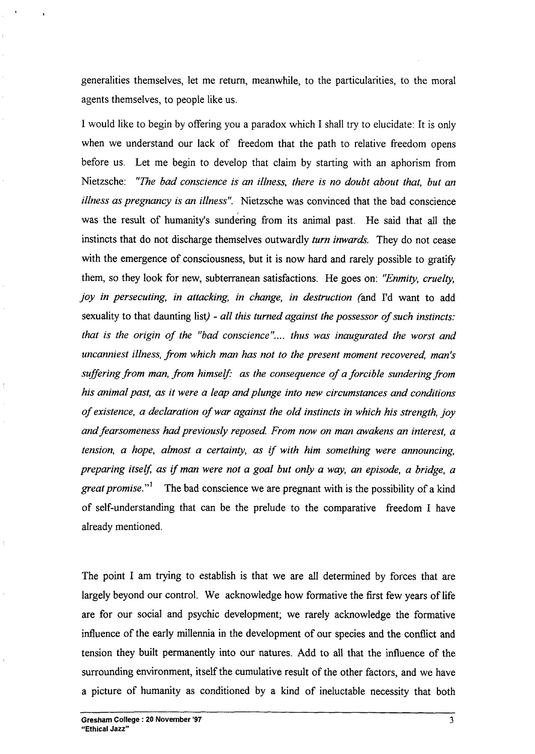generalities themselves, let me return, meanwhile, to the particularities, to the moral agents themselves, to people like us.

I would like to begin by offering you a paradox which I shall try to elucidate: It is only when we understand our lack of freedom that the path to relative freedom opens before us. Let me begin to develop that claim by starting with an aphorism from Nietzsche: *"The bad conscience is an illness, there is no doubt about that, but an illness as pregnancy is an illness".* Nietzsche was convinced that the bad conscience was the result of humanity's sundering from its animal past. He said that all the instincts that do not discharge themselves outwardly *turn inwards.* They do not cease with the emergence of consciousness, but it is now hard and rarely possible to gratify them, so they look for new, subterranean satisfactions. He goes on: *"Enmity, cruelty, joy in persecuting, in attacking, in change, in destruction (*and I'd want to add sexuality to that daunting list*) - all this turned against the possessor of such instincts: that is the origin of the "bad conscience".... thus was inaugurated the worst and uncanniest illness, from which man has not to the present moment recovered, man's suffering from man, from himself: as the consequence of a forcible sundering from his animal past, as it were a leap and plunge into new circumstances and conditions of existence, a declaration of war against the old instincts in which his strength, joy and fearsomeness had previously reposed. From now on man awakens an interest, a tension, a hope, almost a certainty, as if with him something were announcing, preparing itself, as if man were not a goal but only a way, an episode, a bridge, a great promise."*[1] The bad conscience we are pregnant with is the possibility of a kind of self-understanding that can be the prelude to the comparative freedom I have already mentioned.

The point I am trying to establish is that we are all determined by forces that are largely beyond our control. We acknowledge how formative the first few years of life are for our social and psychic development; we rarely acknowledge the formative influence of the early millennia in the development of our species and the conflict and tension they built permanently into our natures. Add to all that the influence of the surrounding environment, itself the cumulative result of the other factors, and we have a picture of humanity as conditioned by a kind of ineluctable necessity that both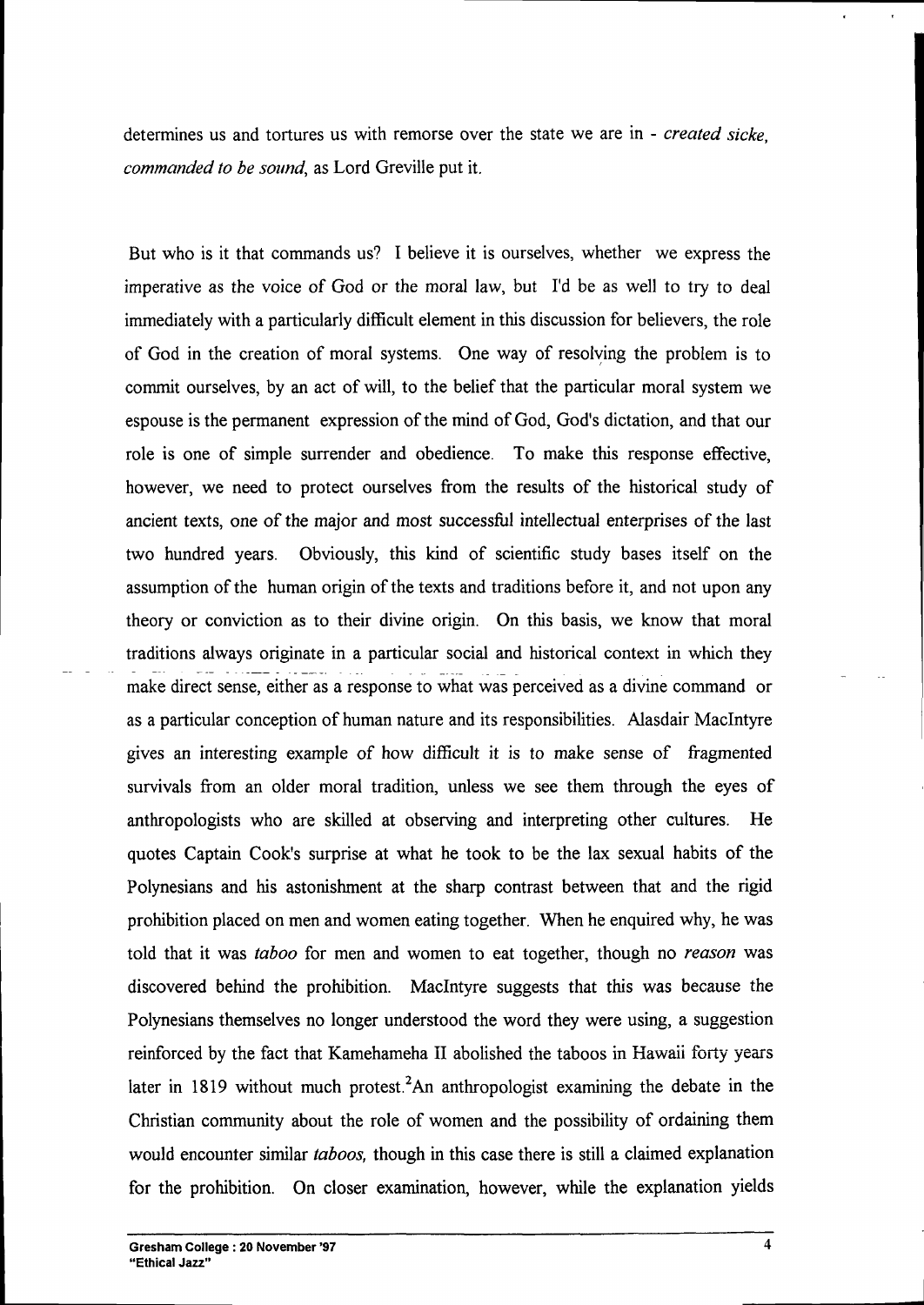determines us and tortures us with remorse over the state we are in - *created sicke, commanded to be sound*, as Lord Greville put it.

But who is it that commands us? I believe it is ourselves, whether we express the imperative as the voice of God or the moral law, but I'd be as well to try to deal immediately with a particularly difficult element in this discussion for believers, the role of God in the creation of moral systems. One way of resolving the problem is to commit ourselves, by an act of will, to the belief that the particular moral system we espouse is the permanent expression of the mind of God, God's dictation, and that our role is one of simple surrender and obedience. To make this response effective, however, we need to protect ourselves from the results of the historical study of ancient texts, one of the major and most successful intellectual enterprises of the last two hundred years. Obviously, this kind of scientific study bases itself on the assumption of the human origin of the texts and traditions before it, and not upon any theory or conviction as to their divine origin. On this basis, we know that moral traditions always originate in a particular social and historical context in which they make direct sense, either as a response to what was perceived as a divine command or as a particular conception of human nature and its responsibilities. Alasdair MacIntyre gives an interesting example of how difficult it is to make sense of fragmented survivals from an older moral tradition, unless we see them through the eyes of anthropologists who are skilled at observing and interpreting other cultures. He quotes Captain Cook's surprise at what he took to be the lax sexual habits of the Polynesians and his astonishment at the sharp contrast between that and the rigid prohibition placed on men and women eating together. When he enquired why, he was told that it was *taboo* for men and women to eat together, though no *reason* was discovered behind the prohibition. MacIntyre suggests that this was because the Polynesians themselves no longer understood the word they were using, a suggestion reinforced by the fact that Kamehameha II abolished the taboos in Hawaii forty years later in 1819 without much protest.[2] An anthropologist examining the debate in the Christian community about the role of women and the possibility of ordaining them would encounter similar *taboos,* though in this case there is still a claimed explanation for the prohibition. On closer examination, however, while the explanation yields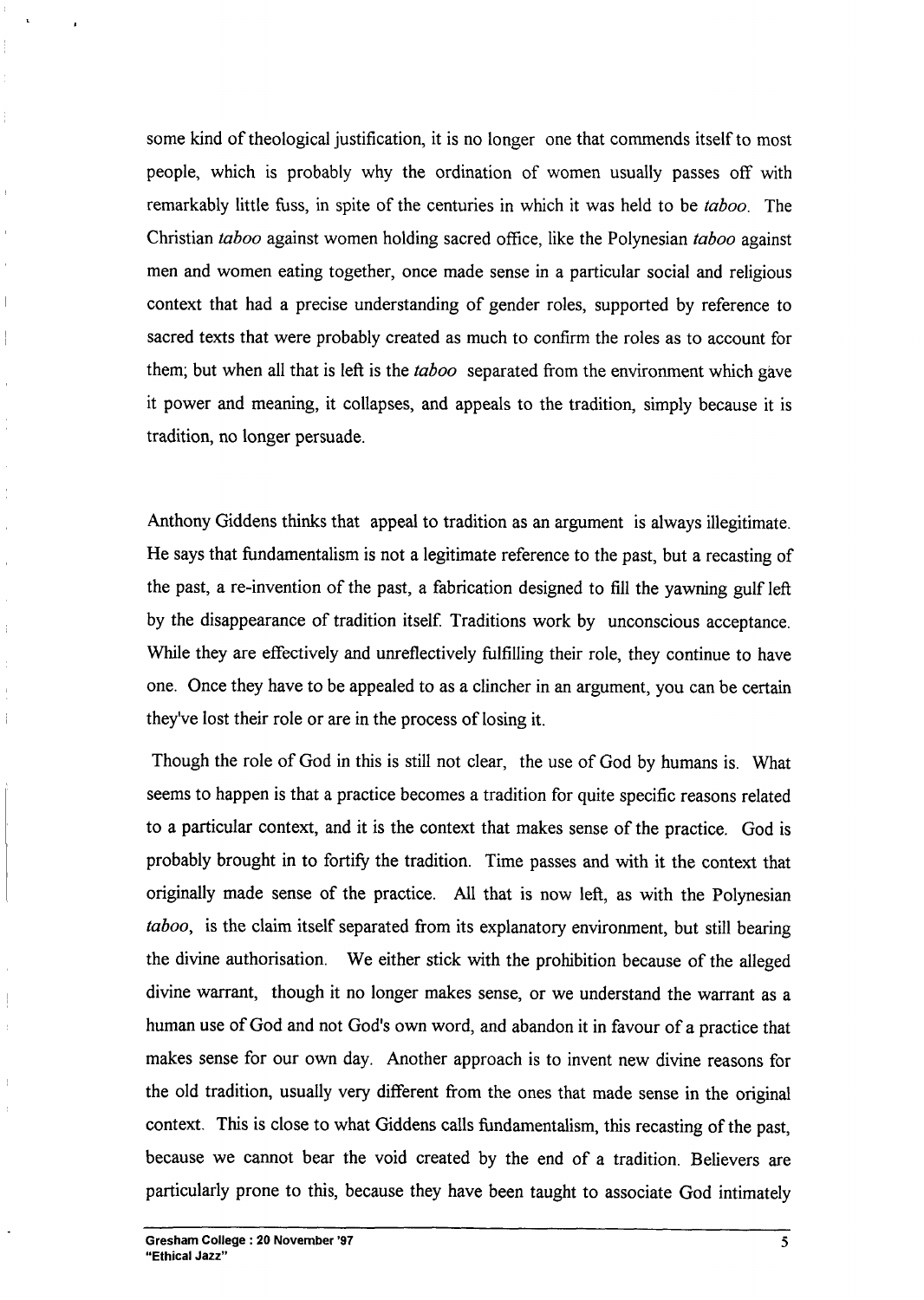some kind of theological justification, it is no longer one that commends itself to most people, which is probably why the ordination of women usually passes off with remarkably little fuss, in spite of the centuries in which it was held to be *taboo*. The Christian *taboo* against women holding sacred office, like the Polynesian *taboo* against men and women eating together, once made sense in a particular social and religious context that had a precise understanding of gender roles, supported by reference to sacred texts that were probably created as much to confirm the roles as to account for them; but when all that is left is the *taboo* separated from the environment which gave it power and meaning, it collapses, and appeals to the tradition, simply because it is tradition, no longer persuade.

Anthony Giddens thinks that appeal to tradition as an argument is always illegitimate. He says that fundamentalism is not a legitimate reference to the past, but a recasting of the past, a re-invention of the past, a fabrication designed to fill the yawning gulf left by the disappearance of tradition itself. Traditions work by unconscious acceptance. While they are effectively and unreflectively fulfilling their role, they continue to have one. Once they have to be appealed to as a clincher in an argument, you can be certain they've lost their role or are in the process of losing it.

Though the role of God in this is still not clear, the use of God by humans is. What seems to happen is that a practice becomes a tradition for quite specific reasons related to a particular context, and it is the context that makes sense of the practice. God is probably brought in to fortify the tradition. Time passes and with it the context that originally made sense of the practice. All that is now left, as with the Polynesian *taboo*, is the claim itself separated from its explanatory environment, but still bearing the divine authorisation. We either stick with the prohibition because of the alleged divine warrant, though it no longer makes sense, or we understand the warrant as a human use of God and not God's own word, and abandon it in favour of a practice that makes sense for our own day. Another approach is to invent new divine reasons for the old tradition, usually very different from the ones that made sense in the original context. This is close to what Giddens calls fundamentalism, this recasting of the past, because we cannot bear the void created by the end of a tradition. Believers are particularly prone to this, because they have been taught to associate God intimately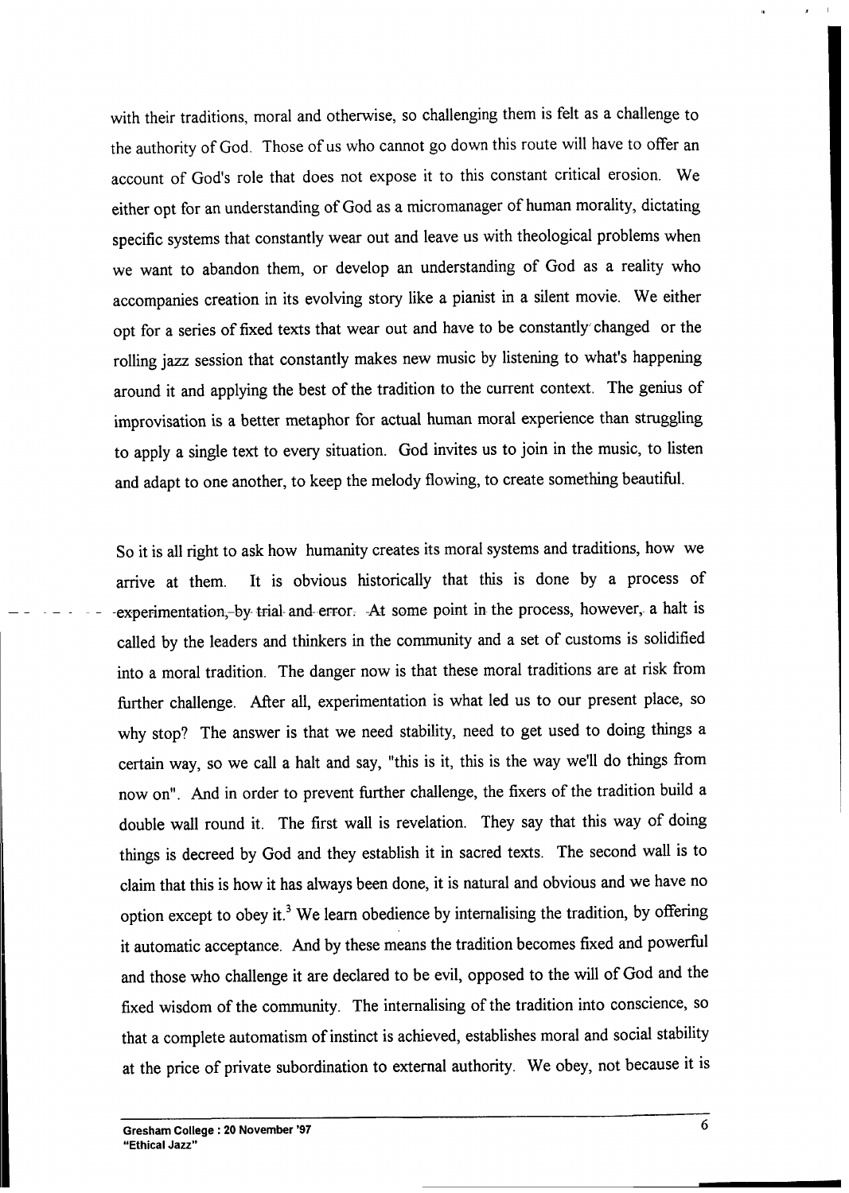with their traditions, moral and otherwise, so challenging them is felt as a challenge to the authority of God. Those of us who cannot go down this route will have to offer an account of God's role that does not expose it to this constant critical erosion. We either opt for an understanding of God as a micromanager of human morality, dictating specific systems that constantly wear out and leave us with theological problems when we want to abandon them, or develop an understanding of God as a reality who accompanies creation in its evolving story like a pianist in a silent movie. We either opt for a series of fixed texts that wear out and have to be constantly changed or the rolling jazz session that constantly makes new music by listening to what's happening around it and applying the best of the tradition to the current context. The genius of improvisation is a better metaphor for actual human moral experience than struggling to apply a single text to every situation. God invites us to join in the music, to listen and adapt to one another, to keep the melody flowing, to create something beautiful.

So it is all right to ask how humanity creates its moral systems and traditions, how we arrive at them. It is obvious historically that this is done by a process of experimentation, by trial and error. At some point in the process, however, a halt is called by the leaders and thinkers in the community and a set of customs is solidified into a moral tradition. The danger now is that these moral traditions are at risk from further challenge. After all, experimentation is what led us to our present place, so why stop? The answer is that we need stability, need to get used to doing things a certain way, so we call a halt and say, "this is it, this is the way we'll do things from now on". And in order to prevent further challenge, the fixers of the tradition build a double wall round it. The first wall is revelation. They say that this way of doing things is decreed by God and they establish it in sacred texts. The second wall is to claim that this is how it has always been done, it is natural and obvious and we have no option except to obey it.[3] We learn obedience by internalising the tradition, by offering it automatic acceptance. And by these means the tradition becomes fixed and powerful and those who challenge it are declared to be evil, opposed to the will of God and the fixed wisdom of the community. The internalising of the tradition into conscience, so that a complete automatism of instinct is achieved, establishes moral and social stability at the price of private subordination to external authority. We obey, not because it is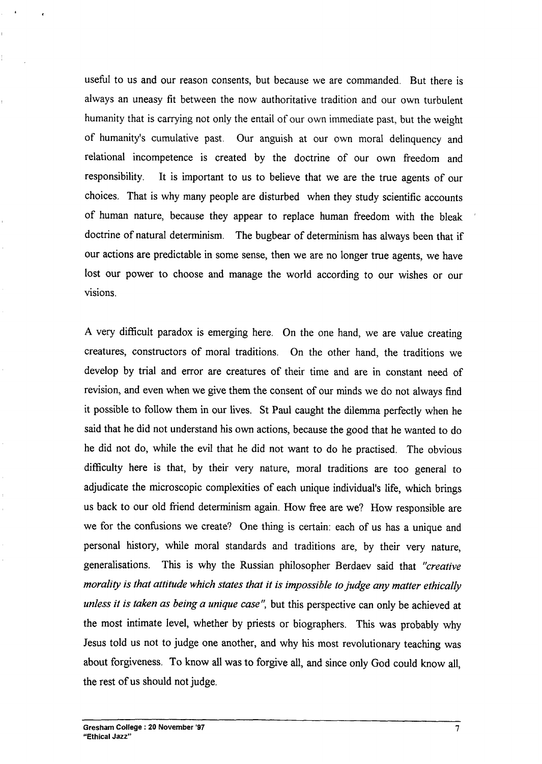useful to us and our reason consents, but because we are commanded. But there is always an uneasy fit between the now authoritative tradition and our own turbulent humanity that is carrying not only the entail of our own immediate past, but the weight of humanity's cumulative past. Our anguish at our own moral delinquency and relational incompetence is created by the doctrine of our own freedom and responsibility. It is important to us to believe that we are the true agents of our choices. That is why many people are disturbed when they study scientific accounts of human nature, because they appear to replace human freedom with the bleak doctrine of natural determinism. The bugbear of determinism has always been that if our actions are predictable in some sense, then we are no longer true agents, we have lost our power to choose and manage the world according to our wishes or our visions.

A very difficult paradox is emerging here. On the one hand, we are value creating creatures, constructors of moral traditions. On the other hand, the traditions we develop by trial and error are creatures of their time and are in constant need of revision, and even when we give them the consent of our minds we do not always find it possible to follow them in our lives. St Paul caught the dilemma perfectly when he said that he did not understand his own actions, because the good that he wanted to do he did not do, while the evil that he did not want to do he practised. The obvious difficulty here is that, by their very nature, moral traditions are too general to adjudicate the microscopic complexities of each unique individual's life, which brings us back to our old friend determinism again. How free are we? How responsible are we for the confusions we create? One thing is certain: each of us has a unique and personal history, while moral standards and traditions are, by their very nature, generalisations. This is why the Russian philosopher Berdaev said that *"creative morality is that attitude which states that it is impossible to judge any matter ethically unless it is taken as being a unique case"*, but this perspective can only be achieved at the most intimate level, whether by priests or biographers. This was probably why Jesus told us not to judge one another, and why his most revolutionary teaching was about forgiveness. To know all was to forgive all, and since only God could know all, the rest of us should not judge.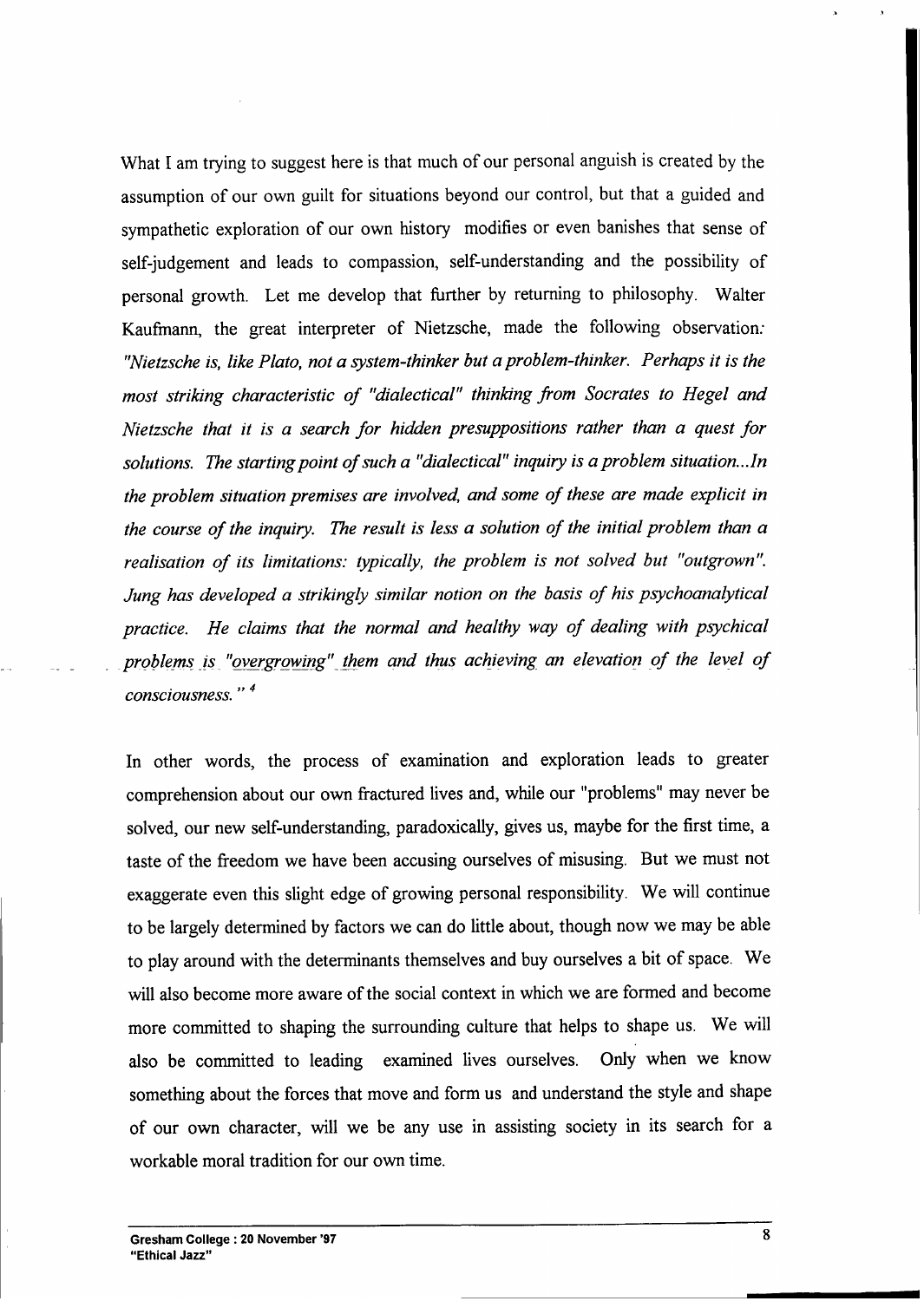What I am trying to suggest here is that much of our personal anguish is created by the assumption of our own guilt for situations beyond our control, but that a guided and sympathetic exploration of our own history modifies or even banishes that sense of self-judgement and leads to compassion, self-understanding and the possibility of personal growth. Let me develop that further by returning to philosophy. Walter Kaufmann, the great interpreter of Nietzsche, made the following observation: *"Nietzsche is, like Plato, not a system-thinker but a problem-thinker. Perhaps it is the most striking characteristic of "dialectical" thinking from Socrates to Hegel and Nietzsche that it is a search for hidden presuppositions rather than a quest for solutions. The starting point of such a "dialectical" inquiry is a problem situation...In the problem situation premises are involved, and some of these are made explicit in the course of the inquiry. The result is less a solution of the initial problem than a realisation of its limitations: typically, the problem is not solved but "outgrown". Jung has developed a strikingly similar notion on the basis of his psychoanalytical practice. He claims that the normal and healthy way of dealing with psychical problems is "overgrowing" them and thus achieving an elevation of the level of consciousness."* [4]

In other words, the process of examination and exploration leads to greater comprehension about our own fractured lives and, while our "problems" may never be solved, our new self-understanding, paradoxically, gives us, maybe for the first time, a taste of the freedom we have been accusing ourselves of misusing. But we must not exaggerate even this slight edge of growing personal responsibility. We will continue to be largely determined by factors we can do little about, though now we may be able to play around with the determinants themselves and buy ourselves a bit of space. We will also become more aware of the social context in which we are formed and become more committed to shaping the surrounding culture that helps to shape us. We will also be committed to leading examined lives ourselves. Only when we know something about the forces that move and form us and understand the style and shape of our own character, will we be any use in assisting society in its search for a workable moral tradition for our own time.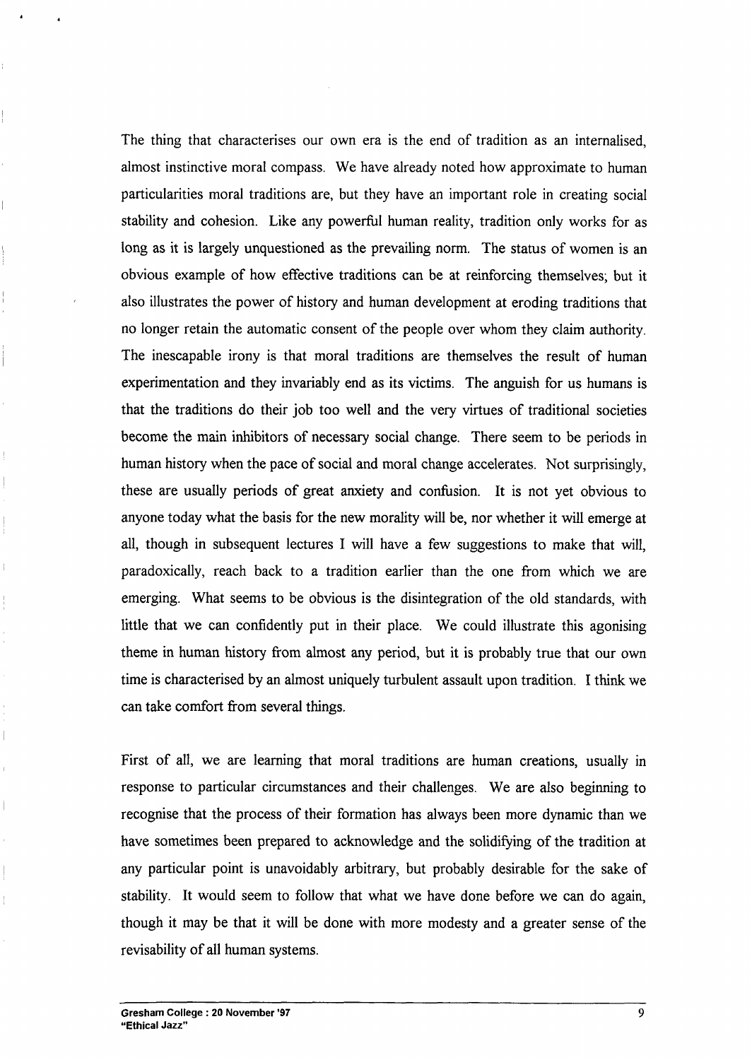The thing that characterises our own era is the end of tradition as an internalised, almost instinctive moral compass. We have already noted how approximate to human particularities moral traditions are, but they have an important role in creating social stability and cohesion. Like any powerful human reality, tradition only works for as long as it is largely unquestioned as the prevailing norm. The status of women is an obvious example of how effective traditions can be at reinforcing themselves; but it also illustrates the power of history and human development at eroding traditions that no longer retain the automatic consent of the people over whom they claim authority. The inescapable irony is that moral traditions are themselves the result of human experimentation and they invariably end as its victims. The anguish for us humans is that the traditions do their job too well and the very virtues of traditional societies become the main inhibitors of necessary social change. There seem to be periods in human history when the pace of social and moral change accelerates. Not surprisingly, these are usually periods of great anxiety and confusion. It is not yet obvious to anyone today what the basis for the new morality will be, nor whether it will emerge at all, though in subsequent lectures I will have a few suggestions to make that will, paradoxically, reach back to a tradition earlier than the one from which we are emerging. What seems to be obvious is the disintegration of the old standards, with little that we can confidently put in their place. We could illustrate this agonising theme in human history from almost any period, but it is probably true that our own time is characterised by an almost uniquely turbulent assault upon tradition. I think we can take comfort from several things.

First of all, we are learning that moral traditions are human creations, usually in response to particular circumstances and their challenges. We are also beginning to recognise that the process of their formation has always been more dynamic than we have sometimes been prepared to acknowledge and the solidifying of the tradition at any particular point is unavoidably arbitrary, but probably desirable for the sake of stability. It would seem to follow that what we have done before we can do again, though it may be that it will be done with more modesty and a greater sense of the revisability of all human systems.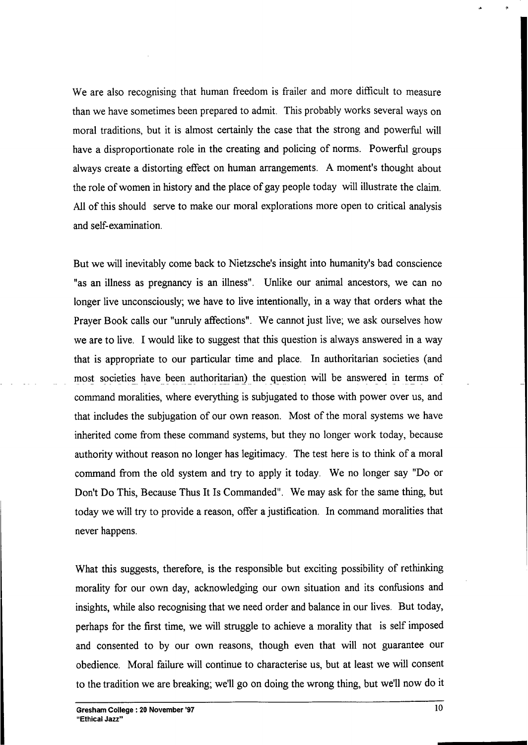We are also recognising that human freedom is frailer and more difficult to measure than we have sometimes been prepared to admit. This probably works several ways on moral traditions, but it is almost certainly the case that the strong and powerful will have a disproportionate role in the creating and policing of norms. Powerful groups always create a distorting effect on human arrangements. A moment's thought about the role of women in history and the place of gay people today will illustrate the claim. All of this should serve to make our moral explorations more open to critical analysis and self-examination.

But we will inevitably come back to Nietzsche's insight into humanity's bad conscience "as an illness as pregnancy is an illness". Unlike our animal ancestors, we can no longer live unconsciously; we have to live intentionally, in a way that orders what the Prayer Book calls our "unruly affections". We cannot just live; we ask ourselves how we are to live. I would like to suggest that this question is always answered in a way that is appropriate to our particular time and place. In authoritarian societies (and most societies have been authoritarian) the question will be answered in terms of command moralities, where everything is subjugated to those with power over us, and that includes the subjugation of our own reason. Most of the moral systems we have inherited come from these command systems, but they no longer work today, because authority without reason no longer has legitimacy. The test here is to think of a moral command from the old system and try to apply it today. We no longer say "Do or Don't Do This, Because Thus It Is Commanded". We may ask for the same thing, but today we will try to provide a reason, offer a justification. In command moralities that never happens.

What this suggests, therefore, is the responsible but exciting possibility of rethinking morality for our own day, acknowledging our own situation and its confusions and insights, while also recognising that we need order and balance in our lives. But today, perhaps for the first time, we will struggle to achieve a morality that is self imposed and consented to by our own reasons, though even that will not guarantee our obedience. Moral failure will continue to characterise us, but at least we will consent to the tradition we are breaking; we'll go on doing the wrong thing, but we'll now do it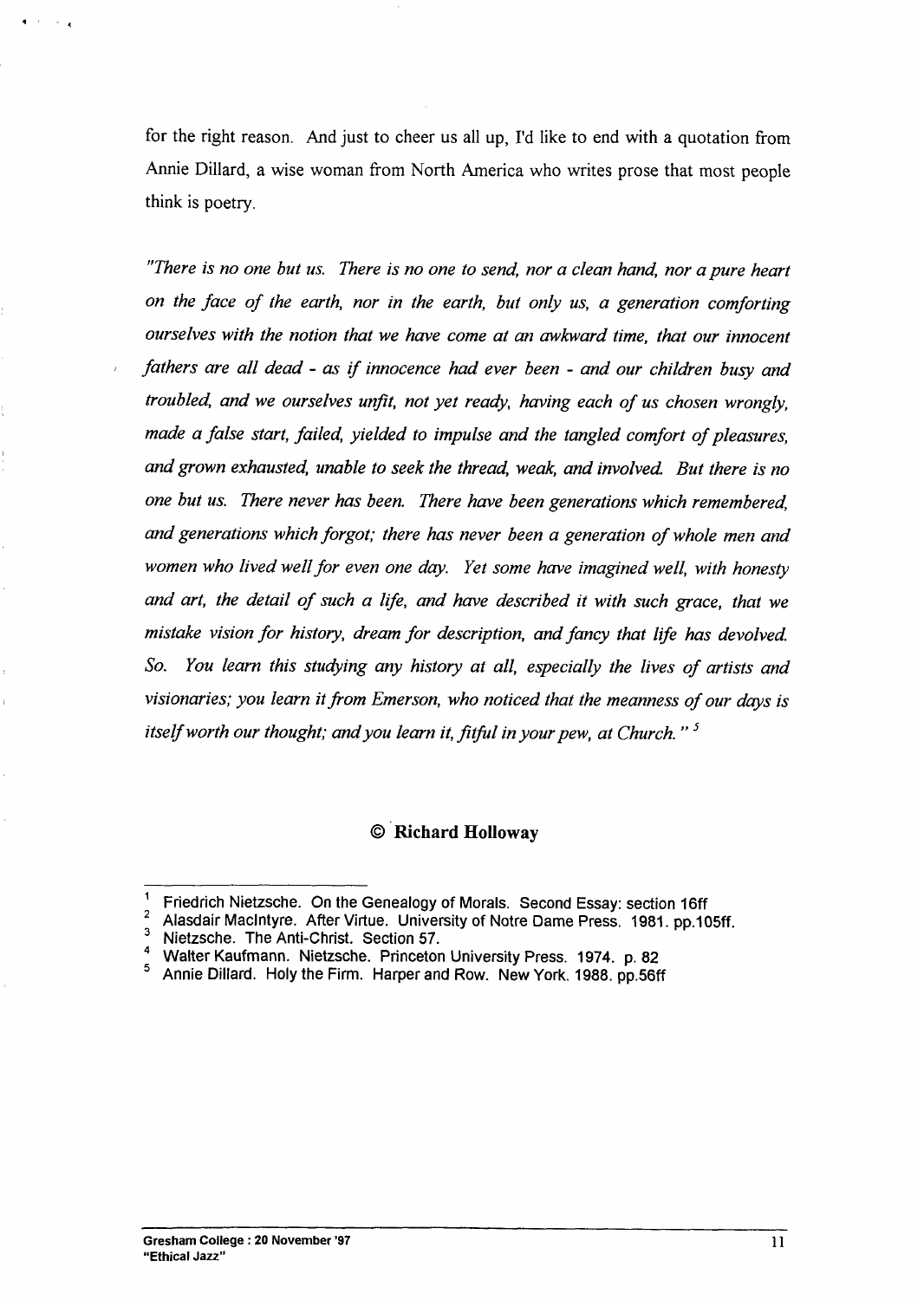for the right reason. And just to cheer us all up, I'd like to end with a quotation from Annie Dillard, a wise woman from North America who writes prose that most people think is poetry.

*"There is no one but us. There is no one to send, nor a clean hand, nor a pure heart on the face of the earth, nor in the earth, but only us, a generation comforting ourselves with the notion that we have come at an awkward time, that our innocent fathers are all dead - as if innocence had ever been - and our children busy and troubled, and we ourselves unfit, not yet ready, having each of us chosen wrongly, made a false start, failed, yielded to impulse and the tangled comfort of pleasures, and grown exhausted, unable to seek the thread, weak, and involved. But there is no one but us. There never has been. There have been generations which remembered, and generations which forgot; there has never been a generation of whole men and women who lived well for even one day. Yet some have imagined well, with honesty and art, the detail of such a life, and have described it with such grace, that we mistake vision for history, dream for description, and fancy that life has devolved. So. You learn this studying any history at all, especially the lives of artists and visionaries; you learn it from Emerson, who noticed that the meanness of our days is itself worth our thought; and you learn it, fitful in your pew, at Church."* [5]

**© Richard Holloway**

---

1. Friedrich Nietzsche. On the Genealogy of Morals. Second Essay: section 16ff
2. Alasdair MacIntyre. After Virtue. University of Notre Dame Press. 1981. pp.105ff.
3. Nietzsche. The Anti-Christ. Section 57.
4. Walter Kaufmann. Nietzsche. Princeton University Press. 1974. p. 82
5. Annie Dillard. Holy the Firm. Harper and Row. New York. 1988. pp.56ff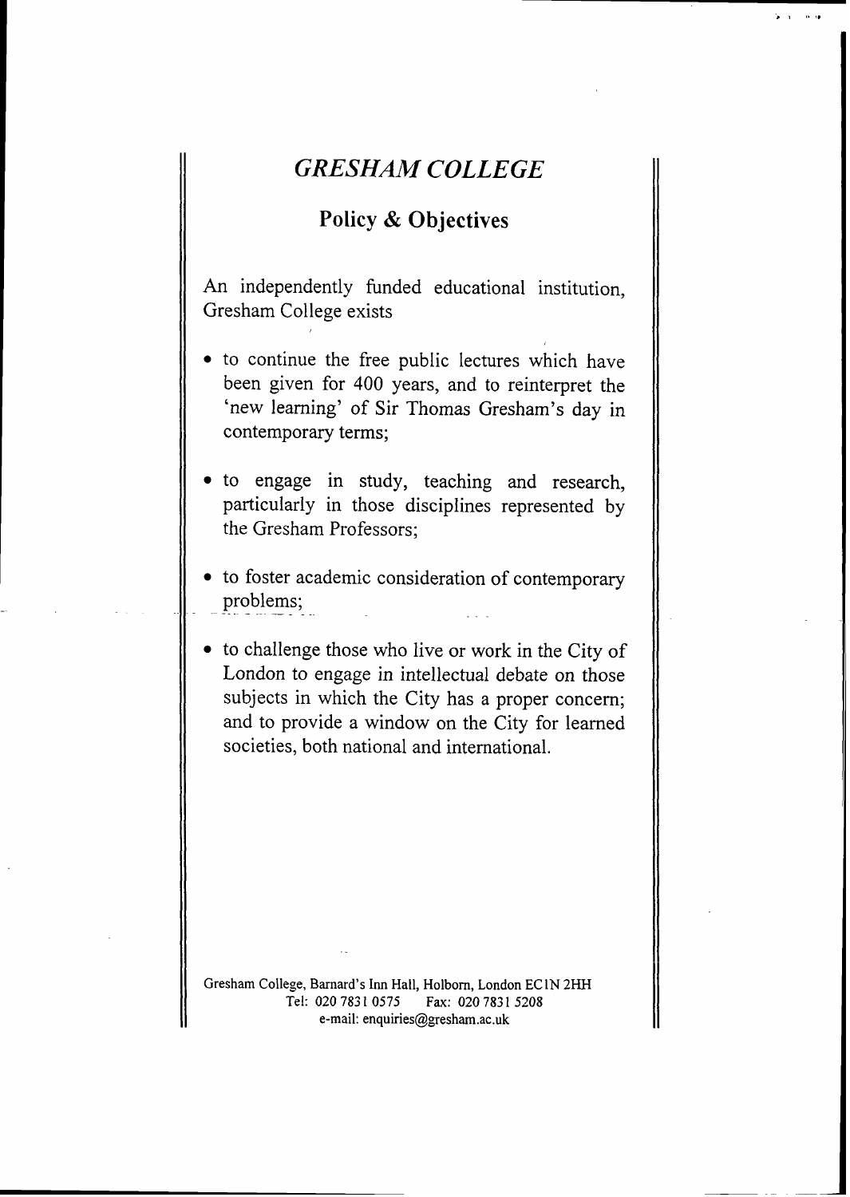# *GRESHAM COLLEGE*

## Policy & Objectives

An independently funded educational institution, Gresham College exists

- to continue the free public lectures which have been given for 400 years, and to reinterpret the 'new learning' of Sir Thomas Gresham's day in contemporary terms;
- to engage in study, teaching and research, particularly in those disciplines represented by the Gresham Professors;
- to foster academic consideration of contemporary problems;
- to challenge those who live or work in the City of London to engage in intellectual debate on those subjects in which the City has a proper concern; and to provide a window on the City for learned societies, both national and international.

Gresham College, Barnard's Inn Hall, Holborn, London EC1N 2HH
Tel: 020 7831 0575 Fax: 020 7831 5208
e-mail: enquiries@gresham.ac.uk